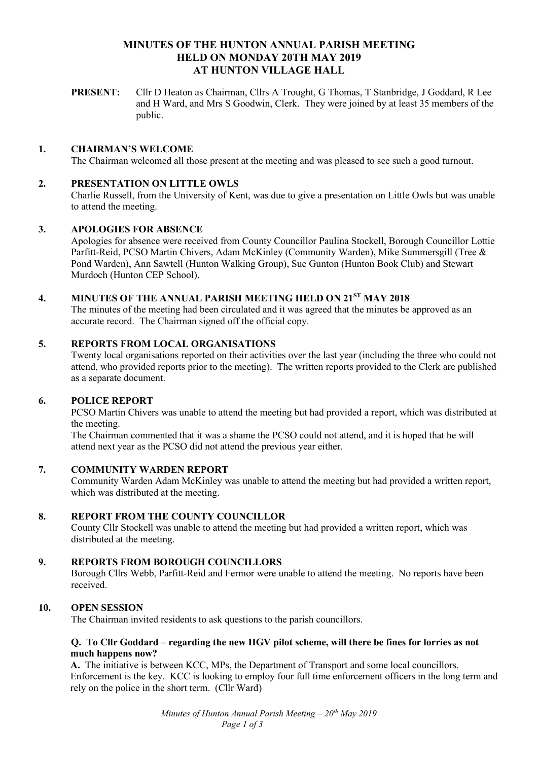# MINUTES OF THE HUNTON ANNUAL PARISH MEETING HELD ON MONDAY 20TH MAY 2019 AT HUNTON VILLAGE HALL

**PRESENT:** Cllr D Heaton as Chairman, Cllrs A Trought, G Thomas, T Stanbridge, J Goddard, R Lee and H Ward, and Mrs S Goodwin, Clerk. They were joined by at least 35 members of the public.

## 1. CHAIRMAN'S WELCOME

The Chairman welcomed all those present at the meeting and was pleased to see such a good turnout.

## 2. PRESENTATION ON LITTLE OWLS

Charlie Russell, from the University of Kent, was due to give a presentation on Little Owls but was unable to attend the meeting.

## 3. APOLOGIES FOR ABSENCE

Apologies for absence were received from County Councillor Paulina Stockell, Borough Councillor Lottie Parfitt-Reid, PCSO Martin Chivers, Adam McKinley (Community Warden), Mike Summersgill (Tree & Pond Warden), Ann Sawtell (Hunton Walking Group), Sue Gunton (Hunton Book Club) and Stewart Murdoch (Hunton CEP School).

## 4. MINUTES OF THE ANNUAL PARISH MEETING HELD ON 21ST MAY 2018

The minutes of the meeting had been circulated and it was agreed that the minutes be approved as an accurate record. The Chairman signed off the official copy.

## 5. REPORTS FROM LOCAL ORGANISATIONS

Twenty local organisations reported on their activities over the last year (including the three who could not attend, who provided reports prior to the meeting). The written reports provided to the Clerk are published as a separate document.

## 6. POLICE REPORT

PCSO Martin Chivers was unable to attend the meeting but had provided a report, which was distributed at the meeting.

The Chairman commented that it was a shame the PCSO could not attend, and it is hoped that he will attend next year as the PCSO did not attend the previous year either.

## 7. COMMUNITY WARDEN REPORT

Community Warden Adam McKinley was unable to attend the meeting but had provided a written report, which was distributed at the meeting.

## 8. REPORT FROM THE COUNTY COUNCILLOR

County Cllr Stockell was unable to attend the meeting but had provided a written report, which was distributed at the meeting.

## 9. REPORTS FROM BOROUGH COUNCILLORS

Borough Cllrs Webb, Parfitt-Reid and Fermor were unable to attend the meeting. No reports have been received.

## 10. OPEN SESSION

The Chairman invited residents to ask questions to the parish councillors.

**Q. To Cllr Goddard – regarding the new HGV pilot scheme, will there be fines for lorries as not much happens now?**

**A.** The initiative is between KCC, MPs, the Department of Transport and some local councillors. Enforcement is the key. KCC is looking to employ four full time enforcement officers in the long term and rely on the police in the short term. (Cllr Ward)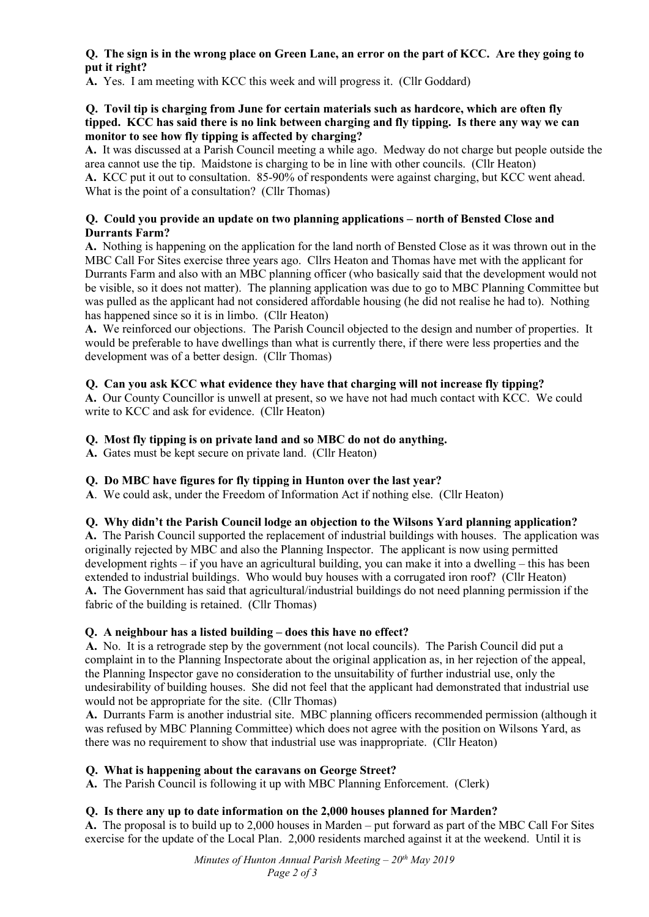**Q. The sign is in the wrong place on Green Lane, an error on the part of KCC. Are they going to put it right?**

**A.** Yes. I am meeting with KCC this week and will progress it. (Cllr Goddard)

**Q. Tovil tip is charging from June for certain materials such as hardcore, which are often fly tipped. KCC has said there is no link between charging and fly tipping. Is there any way we can monitor to see how fly tipping is affected by charging?**

**A.** It was discussed at a Parish Council meeting a while ago. Medway do not charge but people outside the area cannot use the tip. Maidstone is charging to be in line with other councils. (Cllr Heaton)

**A.** KCC put it out to consultation. 85-90% of respondents were against charging, but KCC went ahead. What is the point of a consultation? (Cllr Thomas)

**Q. Could you provide an update on two planning applications – north of Bensted Close and Durrants Farm?**

**A.** Nothing is happening on the application for the land north of Bensted Close as it was thrown out in the MBC Call For Sites exercise three years ago. Cllrs Heaton and Thomas have met with the applicant for Durrants Farm and also with an MBC planning officer (who basically said that the development would not be visible, so it does not matter). The planning application was due to go to MBC Planning Committee but was pulled as the applicant had not considered affordable housing (he did not realise he had to). Nothing has happened since so it is in limbo. (Cllr Heaton)

**A.** We reinforced our objections. The Parish Council objected to the design and number of properties. It would be preferable to have dwellings than what is currently there, if there were less properties and the development was of a better design. (Cllr Thomas)

**Q. Can you ask KCC what evidence they have that charging will not increase fly tipping?**

**A.** Our County Councillor is unwell at present, so we have not had much contact with KCC. We could write to KCC and ask for evidence. (Cllr Heaton)

**Q. Most fly tipping is on private land and so MBC do not do anything.**

**A.** Gates must be kept secure on private land. (Cllr Heaton)

**Q. Do MBC have figures for fly tipping in Hunton over the last year?**

**A**. We could ask, under the Freedom of Information Act if nothing else. (Cllr Heaton)

**Q. Why didn't the Parish Council lodge an objection to the Wilsons Yard planning application?**

**A.** The Parish Council supported the replacement of industrial buildings with houses. The application was originally rejected by MBC and also the Planning Inspector. The applicant is now using permitted development rights – if you have an agricultural building, you can make it into a dwelling – this has been extended to industrial buildings. Who would buy houses with a corrugated iron roof? (Cllr Heaton)

**A.** The Government has said that agricultural/industrial buildings do not need planning permission if the fabric of the building is retained. (Cllr Thomas)

**Q. A neighbour has a listed building – does this have no effect?**

**A.** No. It is a retrograde step by the government (not local councils). The Parish Council did put a complaint in to the Planning Inspectorate about the original application as, in her rejection of the appeal, the Planning Inspector gave no consideration to the unsuitability of further industrial use, only the undesirability of building houses. She did not feel that the applicant had demonstrated that industrial use would not be appropriate for the site. (Cllr Thomas)

**A.** Durrants Farm is another industrial site. MBC planning officers recommended permission (although it was refused by MBC Planning Committee) which does not agree with the position on Wilsons Yard, as there was no requirement to show that industrial use was inappropriate. (Cllr Heaton)

**Q. What is happening about the caravans on George Street?**

**A.** The Parish Council is following it up with MBC Planning Enforcement. (Clerk)

**Q. Is there any up to date information on the 2,000 houses planned for Marden?**

**A.** The proposal is to build up to 2,000 houses in Marden – put forward as part of the MBC Call For Sites exercise for the update of the Local Plan. 2,000 residents marched against it at the weekend. Until it is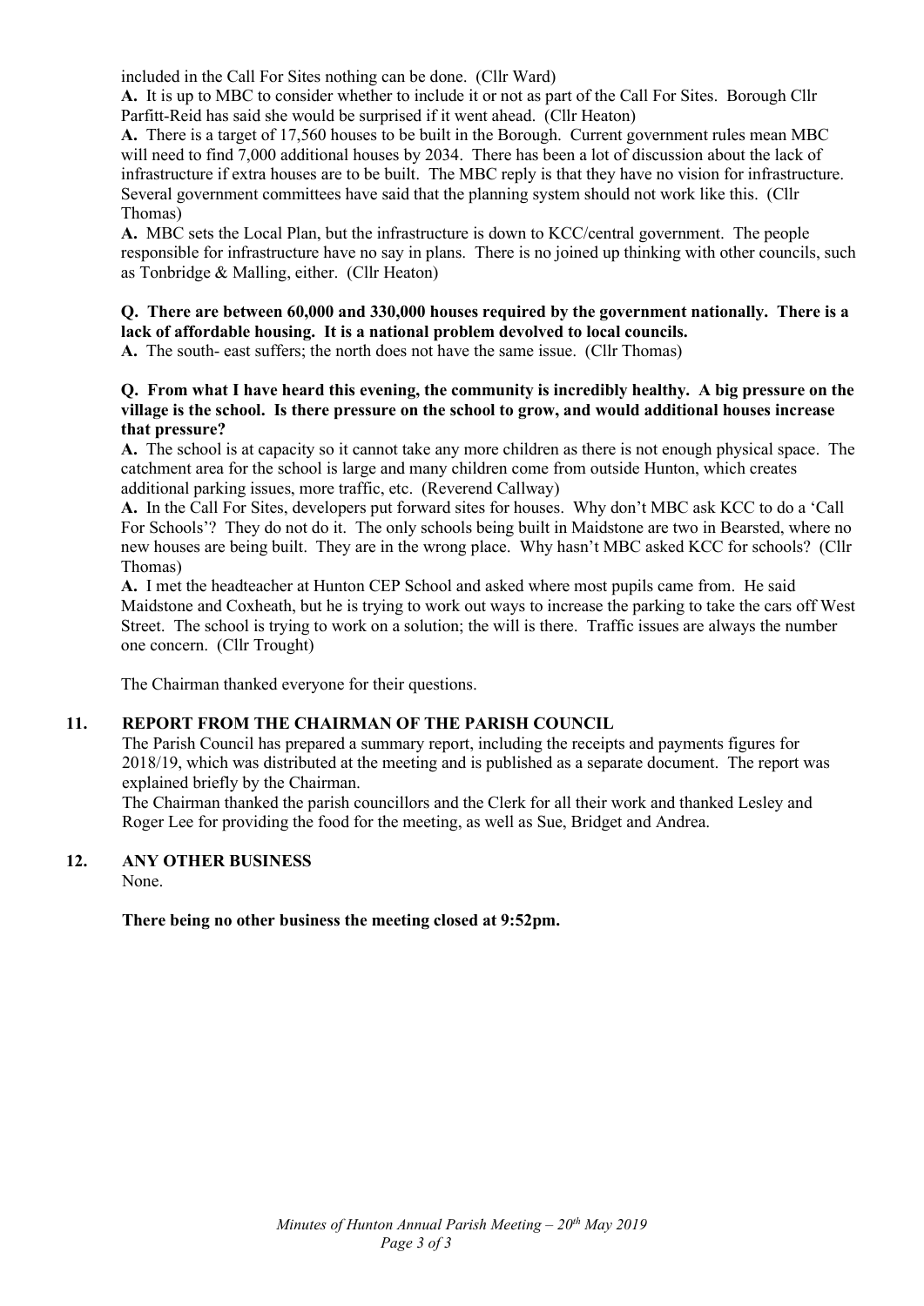included in the Call For Sites nothing can be done. (Cllr Ward)

**A.** It is up to MBC to consider whether to include it or not as part of the Call For Sites. Borough Cllr Parfitt-Reid has said she would be surprised if it went ahead. (Cllr Heaton)

**A.** There is a target of 17,560 houses to be built in the Borough. Current government rules mean MBC will need to find 7,000 additional houses by 2034. There has been a lot of discussion about the lack of infrastructure if extra houses are to be built. The MBC reply is that they have no vision for infrastructure. Several government committees have said that the planning system should not work like this. (Cllr Thomas)

**A.** MBC sets the Local Plan, but the infrastructure is down to KCC/central government. The people responsible for infrastructure have no say in plans. There is no joined up thinking with other councils, such as Tonbridge & Malling, either. (Cllr Heaton)

**Q. There are between 60,000 and 330,000 houses required by the government nationally. There is a lack of affordable housing. It is a national problem devolved to local councils.**

**A.** The south- east suffers; the north does not have the same issue. (Cllr Thomas)

**Q. From what I have heard this evening, the community is incredibly healthy. A big pressure on the village is the school. Is there pressure on the school to grow, and would additional houses increase that pressure?**

**A.** The school is at capacity so it cannot take any more children as there is not enough physical space. The catchment area for the school is large and many children come from outside Hunton, which creates additional parking issues, more traffic, etc. (Reverend Callway)

**A.** In the Call For Sites, developers put forward sites for houses. Why don't MBC ask KCC to do a 'Call For Schools'? They do not do it. The only schools being built in Maidstone are two in Bearsted, where no new houses are being built. They are in the wrong place. Why hasn't MBC asked KCC for schools? (Cllr Thomas)

**A.** I met the headteacher at Hunton CEP School and asked where most pupils came from. He said Maidstone and Coxheath, but he is trying to work out ways to increase the parking to take the cars off West Street. The school is trying to work on a solution; the will is there. Traffic issues are always the number one concern. (Cllr Trought)

The Chairman thanked everyone for their questions.

## 11. REPORT FROM THE CHAIRMAN OF THE PARISH COUNCIL

The Parish Council has prepared a summary report, including the receipts and payments figures for 2018/19, which was distributed at the meeting and is published as a separate document. The report was explained briefly by the Chairman.

The Chairman thanked the parish councillors and the Clerk for all their work and thanked Lesley and Roger Lee for providing the food for the meeting, as well as Sue, Bridget and Andrea.

## 12. ANY OTHER BUSINESS

None.

**There being no other business the meeting closed at 9:52pm.**